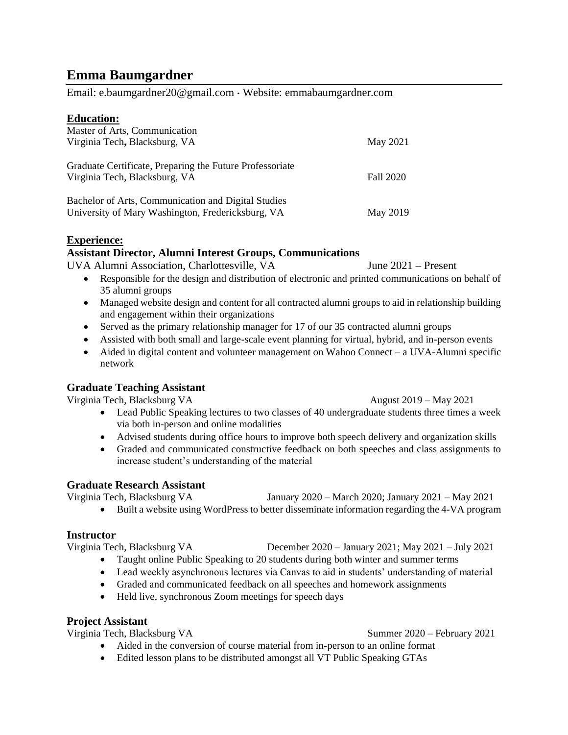# Emma Baumgardner

Email: e.baumgardner20@gmail.com · Website: emmabaumgardner.com

## Education:

Master of Arts, Communication
Virginia Tech**,** Blacksburg, VA — May 2021

Graduate Certificate, Preparing the Future Professoriate
Virginia Tech, Blacksburg, VA — Fall 2020

Bachelor of Arts, Communication and Digital Studies
University of Mary Washington, Fredericksburg, VA — May 2019

## Experience:

### Assistant Director, Alumni Interest Groups, Communications

UVA Alumni Association, Charlottesville, VA — June 2021 – Present

- Responsible for the design and distribution of electronic and printed communications on behalf of 35 alumni groups
- Managed website design and content for all contracted alumni groups to aid in relationship building and engagement within their organizations
- Served as the primary relationship manager for 17 of our 35 contracted alumni groups
- Assisted with both small and large-scale event planning for virtual, hybrid, and in-person events
- Aided in digital content and volunteer management on Wahoo Connect – a UVA-Alumni specific network

### Graduate Teaching Assistant

Virginia Tech, Blacksburg VA — August 2019 – May 2021

- Lead Public Speaking lectures to two classes of 40 undergraduate students three times a week via both in-person and online modalities
- Advised students during office hours to improve both speech delivery and organization skills
- Graded and communicated constructive feedback on both speeches and class assignments to increase student's understanding of the material

### Graduate Research Assistant

Virginia Tech, Blacksburg VA — January 2020 – March 2020; January 2021 – May 2021

- Built a website using WordPress to better disseminate information regarding the 4-VA program

### Instructor

Virginia Tech, Blacksburg VA — December 2020 – January 2021; May 2021 – July 2021

- Taught online Public Speaking to 20 students during both winter and summer terms
- Lead weekly asynchronous lectures via Canvas to aid in students' understanding of material
- Graded and communicated feedback on all speeches and homework assignments
- Held live, synchronous Zoom meetings for speech days

### Project Assistant

Virginia Tech, Blacksburg VA — Summer 2020 – February 2021

- Aided in the conversion of course material from in-person to an online format
- Edited lesson plans to be distributed amongst all VT Public Speaking GTAs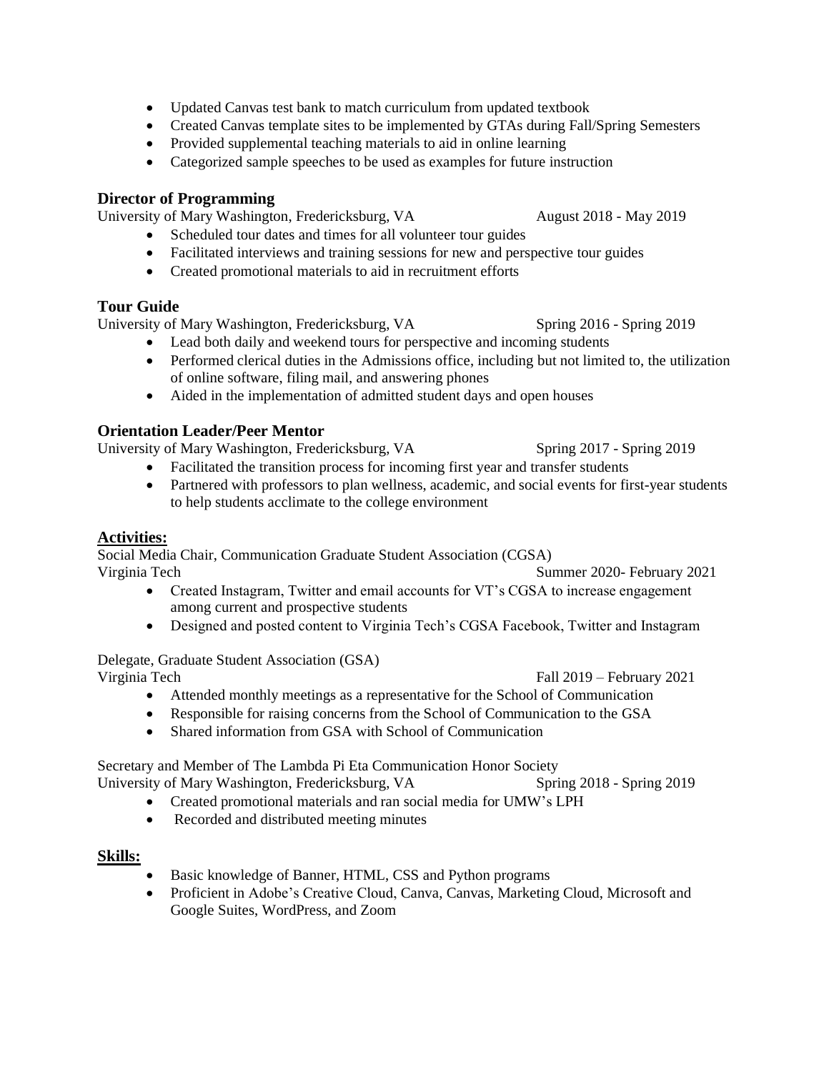- Updated Canvas test bank to match curriculum from updated textbook
- Created Canvas template sites to be implemented by GTAs during Fall/Spring Semesters
- Provided supplemental teaching materials to aid in online learning
- Categorized sample speeches to be used as examples for future instruction

### Director of Programming

University of Mary Washington, Fredericksburg, VA — August 2018 - May 2019

- Scheduled tour dates and times for all volunteer tour guides
- Facilitated interviews and training sessions for new and perspective tour guides
- Created promotional materials to aid in recruitment efforts

### Tour Guide

University of Mary Washington, Fredericksburg, VA — Spring 2016 - Spring 2019

- Lead both daily and weekend tours for perspective and incoming students
- Performed clerical duties in the Admissions office, including but not limited to, the utilization of online software, filing mail, and answering phones
- Aided in the implementation of admitted student days and open houses

### Orientation Leader/Peer Mentor

University of Mary Washington, Fredericksburg, VA — Spring 2017 - Spring 2019

- Facilitated the transition process for incoming first year and transfer students
- Partnered with professors to plan wellness, academic, and social events for first-year students to help students acclimate to the college environment

## Activities:

Social Media Chair, Communication Graduate Student Association (CGSA)
Virginia Tech — Summer 2020- February 2021

- Created Instagram, Twitter and email accounts for VT's CGSA to increase engagement among current and prospective students
- Designed and posted content to Virginia Tech's CGSA Facebook, Twitter and Instagram

Delegate, Graduate Student Association (GSA)
Virginia Tech — Fall 2019 – February 2021

- Attended monthly meetings as a representative for the School of Communication
- Responsible for raising concerns from the School of Communication to the GSA
- Shared information from GSA with School of Communication

Secretary and Member of The Lambda Pi Eta Communication Honor Society
University of Mary Washington, Fredericksburg, VA — Spring 2018 - Spring 2019

- Created promotional materials and ran social media for UMW's LPH
- Recorded and distributed meeting minutes

## Skills:

- Basic knowledge of Banner, HTML, CSS and Python programs
- Proficient in Adobe's Creative Cloud, Canva, Canvas, Marketing Cloud, Microsoft and Google Suites, WordPress, and Zoom